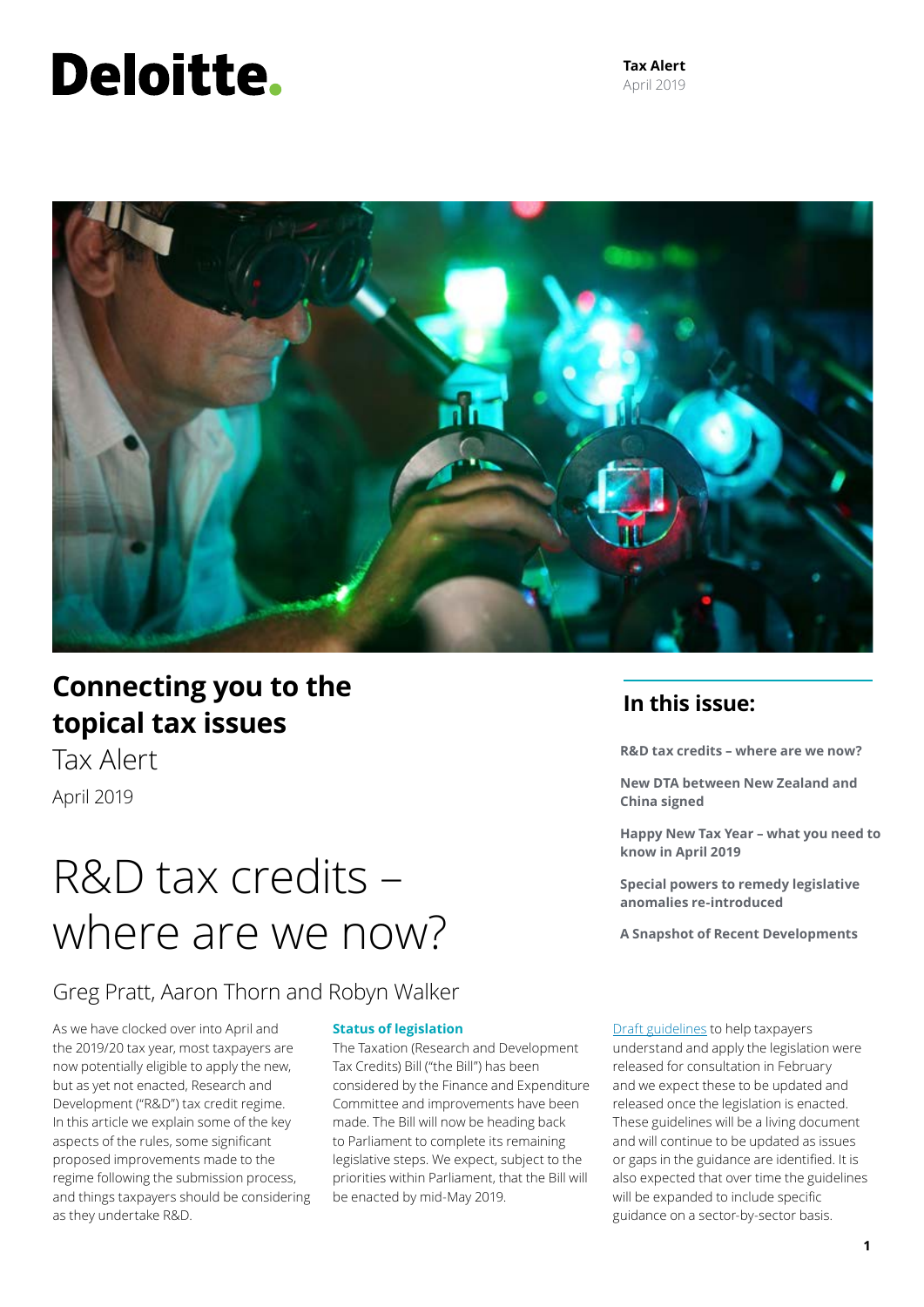Deloitte.

**Tax Alert**
April 2019

## Connecting you to the topical tax issues

Tax Alert

April 2019

## In this issue:

**R&D tax credits – where are we now?**

**New DTA between New Zealand and China signed**

**Happy New Tax Year – what you need to know in April 2019**

**Special powers to remedy legislative anomalies re-introduced**

**A Snapshot of Recent Developments**

# R&D tax credits – where are we now?

Greg Pratt, Aaron Thorn and Robyn Walker

As we have clocked over into April and the 2019/20 tax year, most taxpayers are now potentially eligible to apply the new, but as yet not enacted, Research and Development ("R&D") tax credit regime. In this article we explain some of the key aspects of the rules, some significant proposed improvements made to the regime following the submission process, and things taxpayers should be considering as they undertake R&D.

### Status of legislation

The Taxation (Research and Development Tax Credits) Bill ("the Bill") has been considered by the Finance and Expenditure Committee and improvements have been made. The Bill will now be heading back to Parliament to complete its remaining legislative steps. We expect, subject to the priorities within Parliament, that the Bill will be enacted by mid-May 2019.

Draft guidelines to help taxpayers understand and apply the legislation were released for consultation in February and we expect these to be updated and released once the legislation is enacted. These guidelines will be a living document and will continue to be updated as issues or gaps in the guidance are identified. It is also expected that over time the guidelines will be expanded to include specific guidance on a sector-by-sector basis.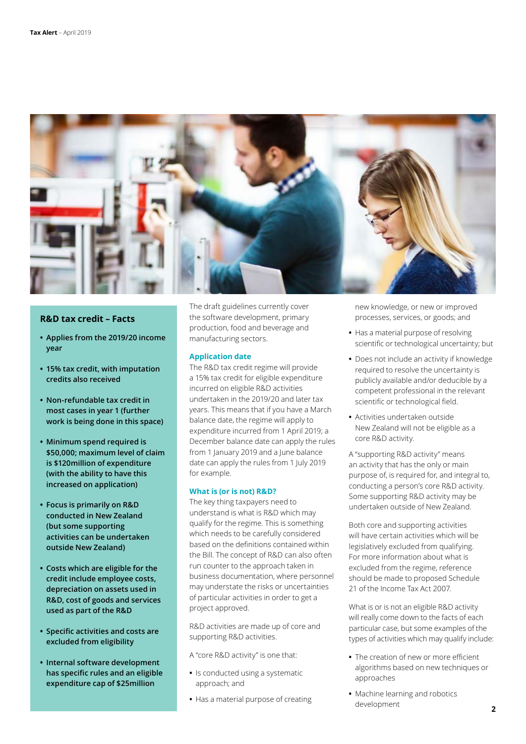## R&D tax credit – Facts

- **Applies from the 2019/20 income year**
- **15% tax credit, with imputation credits also received**
- **Non-refundable tax credit in most cases in year 1 (further work is being done in this space)**
- **Minimum spend required is $50,000; maximum level of claim is $120million of expenditure (with the ability to have this increased on application)**
- **Focus is primarily on R&D conducted in New Zealand (but some supporting activities can be undertaken outside New Zealand)**
- **Costs which are eligible for the credit include employee costs, depreciation on assets used in R&D, cost of goods and services used as part of the R&D**
- **Specific activities and costs are excluded from eligibility**
- **Internal software development has specific rules and an eligible expenditure cap of $25million**

The draft guidelines currently cover the software development, primary production, food and beverage and manufacturing sectors.

### Application date

The R&D tax credit regime will provide a 15% tax credit for eligible expenditure incurred on eligible R&D activities undertaken in the 2019/20 and later tax years. This means that if you have a March balance date, the regime will apply to expenditure incurred from 1 April 2019; a December balance date can apply the rules from 1 January 2019 and a June balance date can apply the rules from 1 July 2019 for example.

### What is (or is not) R&D?

The key thing taxpayers need to understand is what is R&D which may qualify for the regime. This is something which needs to be carefully considered based on the definitions contained within the Bill. The concept of R&D can also often run counter to the approach taken in business documentation, where personnel may understate the risks or uncertainties of particular activities in order to get a project approved.

R&D activities are made up of core and supporting R&D activities.

A "core R&D activity" is one that:

- Is conducted using a systematic approach; and
- Has a material purpose of creating new knowledge, or new or improved processes, services, or goods; and
- Has a material purpose of resolving scientific or technological uncertainty; but
- Does not include an activity if knowledge required to resolve the uncertainty is publicly available and/or deducible by a competent professional in the relevant scientific or technological field.
- Activities undertaken outside New Zealand will not be eligible as a core R&D activity.

A "supporting R&D activity" means an activity that has the only or main purpose of, is required for, and integral to, conducting a person's core R&D activity. Some supporting R&D activity may be undertaken outside of New Zealand.

Both core and supporting activities will have certain activities which will be legislatively excluded from qualifying. For more information about what is excluded from the regime, reference should be made to proposed Schedule 21 of the Income Tax Act 2007.

What is or is not an eligible R&D activity will really come down to the facts of each particular case, but some examples of the types of activities which may qualify include:

- The creation of new or more efficient algorithms based on new techniques or approaches
- Machine learning and robotics development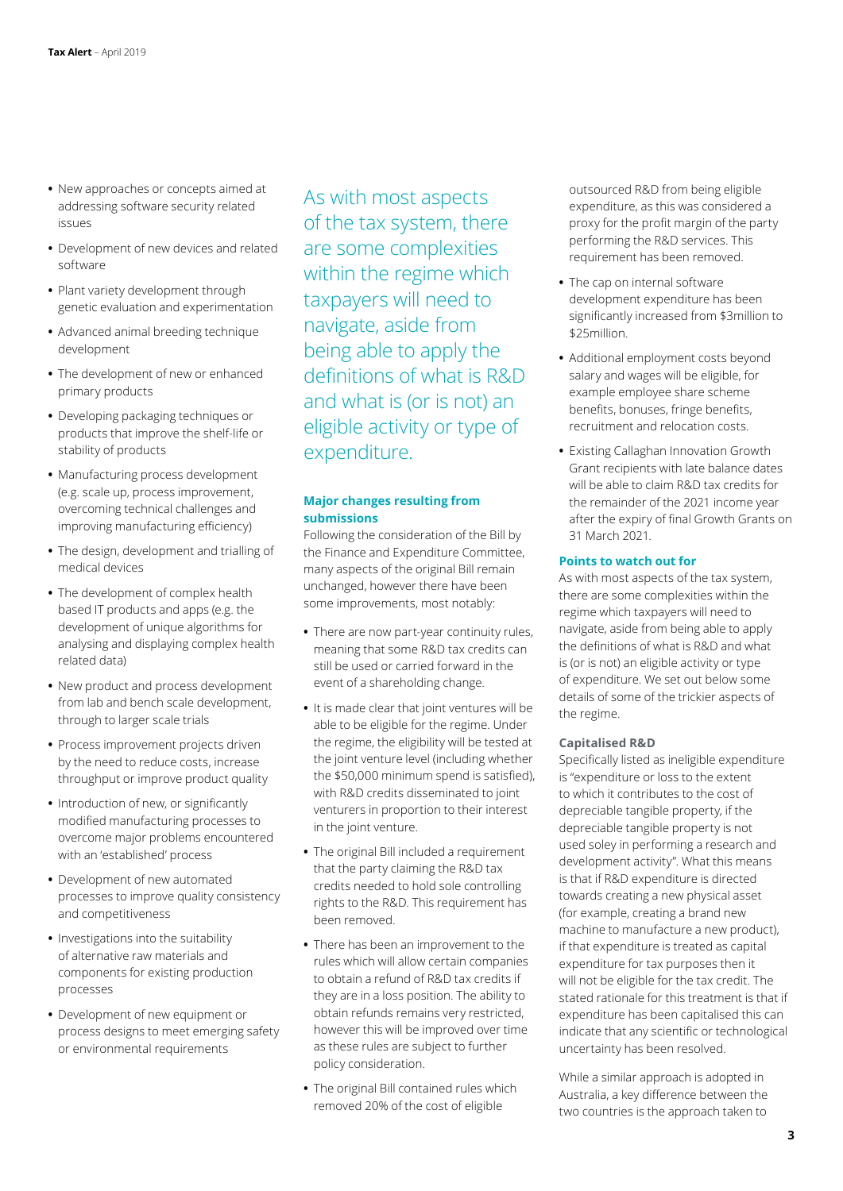- New approaches or concepts aimed at addressing software security related issues
- Development of new devices and related software
- Plant variety development through genetic evaluation and experimentation
- Advanced animal breeding technique development
- The development of new or enhanced primary products
- Developing packaging techniques or products that improve the shelf-life or stability of products
- Manufacturing process development (e.g. scale up, process improvement, overcoming technical challenges and improving manufacturing efficiency)
- The design, development and trialling of medical devices
- The development of complex health based IT products and apps (e.g. the development of unique algorithms for analysing and displaying complex health related data)
- New product and process development from lab and bench scale development, through to larger scale trials
- Process improvement projects driven by the need to reduce costs, increase throughput or improve product quality
- Introduction of new, or significantly modified manufacturing processes to overcome major problems encountered with an 'established' process
- Development of new automated processes to improve quality consistency and competitiveness
- Investigations into the suitability of alternative raw materials and components for existing production processes
- Development of new equipment or process designs to meet emerging safety or environmental requirements

> As with most aspects of the tax system, there are some complexities within the regime which taxpayers will need to navigate, aside from being able to apply the definitions of what is R&D and what is (or is not) an eligible activity or type of expenditure.

### Major changes resulting from submissions

Following the consideration of the Bill by the Finance and Expenditure Committee, many aspects of the original Bill remain unchanged, however there have been some improvements, most notably:

- There are now part-year continuity rules, meaning that some R&D tax credits can still be used or carried forward in the event of a shareholding change.
- It is made clear that joint ventures will be able to be eligible for the regime. Under the regime, the eligibility will be tested at the joint venture level (including whether the $50,000 minimum spend is satisfied), with R&D credits disseminated to joint venturers in proportion to their interest in the joint venture.
- The original Bill included a requirement that the party claiming the R&D tax credits needed to hold sole controlling rights to the R&D. This requirement has been removed.
- There has been an improvement to the rules which will allow certain companies to obtain a refund of R&D tax credits if they are in a loss position. The ability to obtain refunds remains very restricted, however this will be improved over time as these rules are subject to further policy consideration.
- The original Bill contained rules which removed 20% of the cost of eligible outsourced R&D from being eligible expenditure, as this was considered a proxy for the profit margin of the party performing the R&D services. This requirement has been removed.
- The cap on internal software development expenditure has been significantly increased from $3million to $25million.
- Additional employment costs beyond salary and wages will be eligible, for example employee share scheme benefits, bonuses, fringe benefits, recruitment and relocation costs.
- Existing Callaghan Innovation Growth Grant recipients with late balance dates will be able to claim R&D tax credits for the remainder of the 2021 income year after the expiry of final Growth Grants on 31 March 2021.

### Points to watch out for

As with most aspects of the tax system, there are some complexities within the regime which taxpayers will need to navigate, aside from being able to apply the definitions of what is R&D and what is (or is not) an eligible activity or type of expenditure. We set out below some details of some of the trickier aspects of the regime.

#### Capitalised R&D

Specifically listed as ineligible expenditure is "expenditure or loss to the extent to which it contributes to the cost of depreciable tangible property, if the depreciable tangible property is not used soley in performing a research and development activity". What this means is that if R&D expenditure is directed towards creating a new physical asset (for example, creating a brand new machine to manufacture a new product), if that expenditure is treated as capital expenditure for tax purposes then it will not be eligible for the tax credit. The stated rationale for this treatment is that if expenditure has been capitalised this can indicate that any scientific or technological uncertainty has been resolved.

While a similar approach is adopted in Australia, a key difference between the two countries is the approach taken to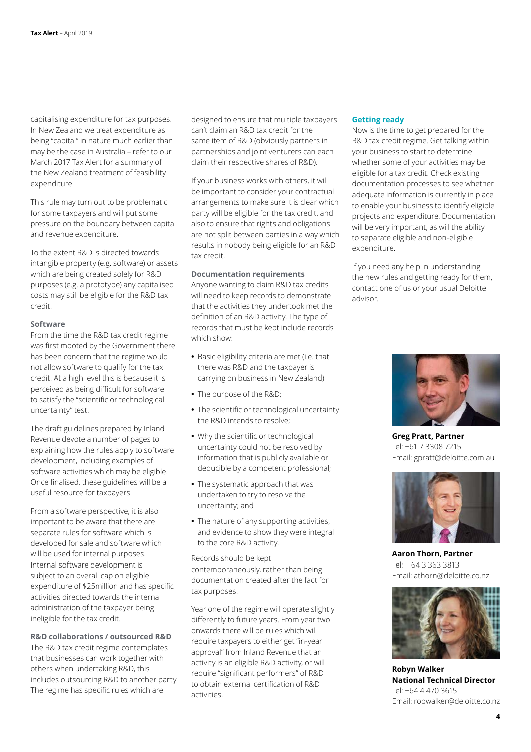capitalising expenditure for tax purposes. In New Zealand we treat expenditure as being "capital" in nature much earlier than may be the case in Australia – refer to our March 2017 Tax Alert for a summary of the New Zealand treatment of feasibility expenditure.

This rule may turn out to be problematic for some taxpayers and will put some pressure on the boundary between capital and revenue expenditure.

To the extent R&D is directed towards intangible property (e.g. software) or assets which are being created solely for R&D purposes (e.g. a prototype) any capitalised costs may still be eligible for the R&D tax credit.

### Software

From the time the R&D tax credit regime was first mooted by the Government there has been concern that the regime would not allow software to qualify for the tax credit. At a high level this is because it is perceived as being difficult for software to satisfy the "scientific or technological uncertainty" test.

The draft guidelines prepared by Inland Revenue devote a number of pages to explaining how the rules apply to software development, including examples of software activities which may be eligible. Once finalised, these guidelines will be a useful resource for taxpayers.

From a software perspective, it is also important to be aware that there are separate rules for software which is developed for sale and software which will be used for internal purposes. Internal software development is subject to an overall cap on eligible expenditure of $25million and has specific activities directed towards the internal administration of the taxpayer being ineligible for the tax credit.

### R&D collaborations / outsourced R&D

The R&D tax credit regime contemplates that businesses can work together with others when undertaking R&D, this includes outsourcing R&D to another party. The regime has specific rules which are designed to ensure that multiple taxpayers can't claim an R&D tax credit for the same item of R&D (obviously partners in partnerships and joint venturers can each claim their respective shares of R&D).

If your business works with others, it will be important to consider your contractual arrangements to make sure it is clear which party will be eligible for the tax credit, and also to ensure that rights and obligations are not split between parties in a way which results in nobody being eligible for an R&D tax credit.

### Documentation requirements

Anyone wanting to claim R&D tax credits will need to keep records to demonstrate that the activities they undertook met the definition of an R&D activity. The type of records that must be kept include records which show:

- Basic eligibility criteria are met (i.e. that there was R&D and the taxpayer is carrying on business in New Zealand)
- The purpose of the R&D;
- The scientific or technological uncertainty the R&D intends to resolve;
- Why the scientific or technological uncertainty could not be resolved by information that is publicly available or deducible by a competent professional;
- The systematic approach that was undertaken to try to resolve the uncertainty; and
- The nature of any supporting activities, and evidence to show they were integral to the core R&D activity.

Records should be kept contemporaneously, rather than being documentation created after the fact for tax purposes.

Year one of the regime will operate slightly differently to future years. From year two onwards there will be rules which will require taxpayers to either get "in-year approval" from Inland Revenue that an activity is an eligible R&D activity, or will require "significant performers" of R&D to obtain external certification of R&D activities.

### Getting ready

Now is the time to get prepared for the R&D tax credit regime. Get talking within your business to start to determine whether some of your activities may be eligible for a tax credit. Check existing documentation processes to see whether adequate information is currently in place to enable your business to identify eligible projects and expenditure. Documentation will be very important, as will the ability to separate eligible and non-eligible expenditure.

If you need any help in understanding the new rules and getting ready for them, contact one of us or your usual Deloitte advisor.

**Greg Pratt, Partner**
Tel: +61 7 3308 7215
Email: gpratt@deloitte.com.au

**Aaron Thorn, Partner**
Tel: + 64 3 363 3813
Email: athorn@deloitte.co.nz

**Robyn Walker**
**National Technical Director**
Tel: +64 4 470 3615
Email: robwalker@deloitte.co.nz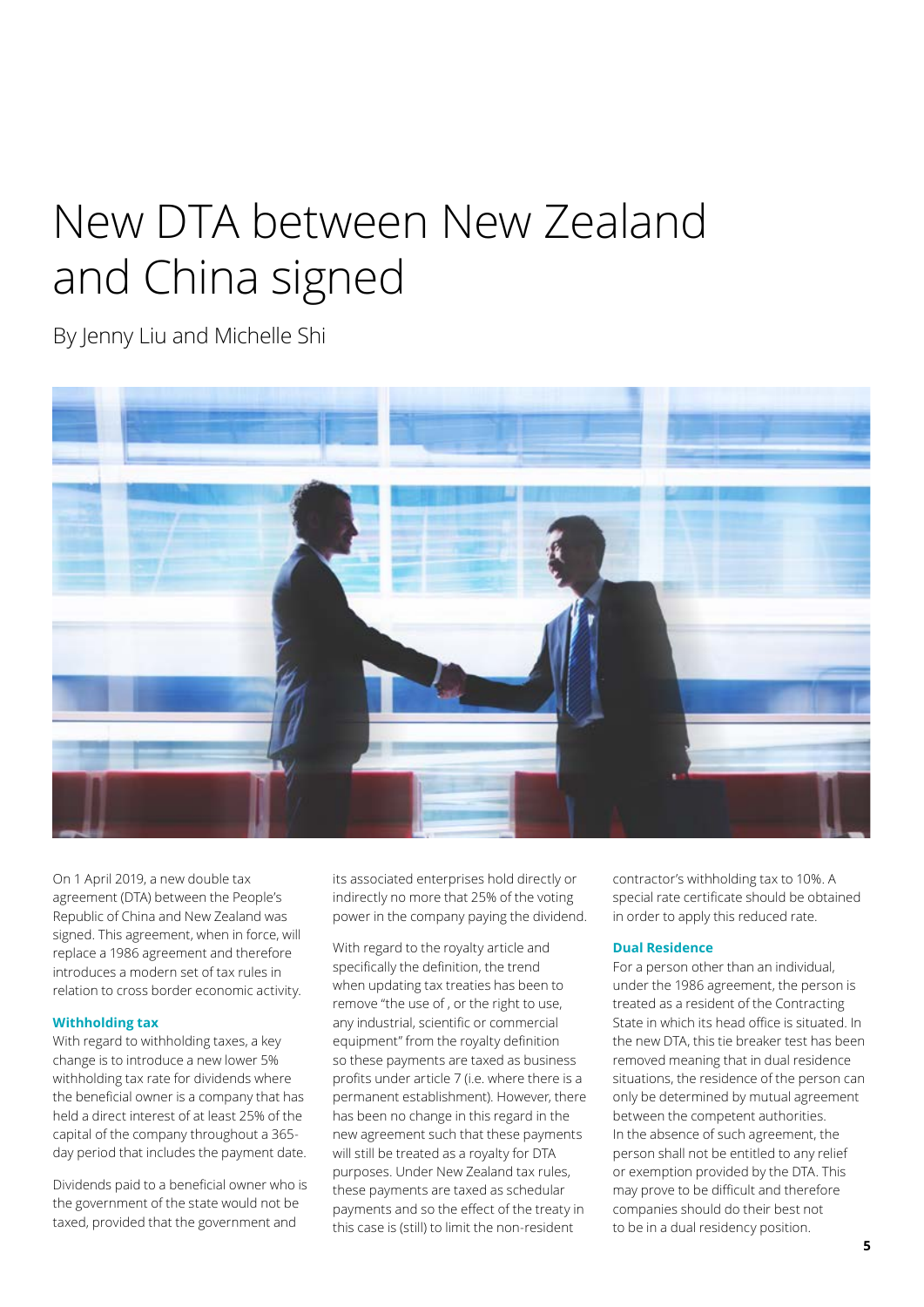# New DTA between New Zealand and China signed

By Jenny Liu and Michelle Shi

On 1 April 2019, a new double tax agreement (DTA) between the People's Republic of China and New Zealand was signed. This agreement, when in force, will replace a 1986 agreement and therefore introduces a modern set of tax rules in relation to cross border economic activity.

### Withholding tax

With regard to withholding taxes, a key change is to introduce a new lower 5% withholding tax rate for dividends where the beneficial owner is a company that has held a direct interest of at least 25% of the capital of the company throughout a 365-day period that includes the payment date.

Dividends paid to a beneficial owner who is the government of the state would not be taxed, provided that the government and its associated enterprises hold directly or indirectly no more that 25% of the voting power in the company paying the dividend.

With regard to the royalty article and specifically the definition, the trend when updating tax treaties has been to remove "the use of , or the right to use, any industrial, scientific or commercial equipment" from the royalty definition so these payments are taxed as business profits under article 7 (i.e. where there is a permanent establishment). However, there has been no change in this regard in the new agreement such that these payments will still be treated as a royalty for DTA purposes. Under New Zealand tax rules, these payments are taxed as schedular payments and so the effect of the treaty in this case is (still) to limit the non-resident contractor's withholding tax to 10%. A special rate certificate should be obtained in order to apply this reduced rate.

### Dual Residence

For a person other than an individual, under the 1986 agreement, the person is treated as a resident of the Contracting State in which its head office is situated. In the new DTA, this tie breaker test has been removed meaning that in dual residence situations, the residence of the person can only be determined by mutual agreement between the competent authorities. In the absence of such agreement, the person shall not be entitled to any relief or exemption provided by the DTA. This may prove to be difficult and therefore companies should do their best not to be in a dual residency position.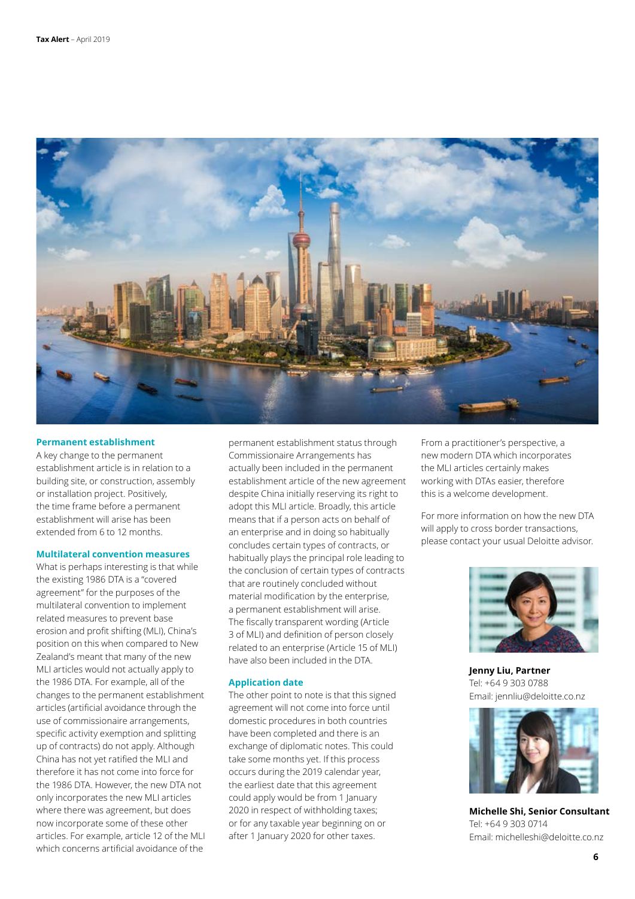### Permanent establishment

A key change to the permanent establishment article is in relation to a building site, or construction, assembly or installation project. Positively, the time frame before a permanent establishment will arise has been extended from 6 to 12 months.

### Multilateral convention measures

What is perhaps interesting is that while the existing 1986 DTA is a "covered agreement" for the purposes of the multilateral convention to implement related measures to prevent base erosion and profit shifting (MLI), China's position on this when compared to New Zealand's meant that many of the new MLI articles would not actually apply to the 1986 DTA. For example, all of the changes to the permanent establishment articles (artificial avoidance through the use of commissionaire arrangements, specific activity exemption and splitting up of contracts) do not apply. Although China has not yet ratified the MLI and therefore it has not come into force for the 1986 DTA. However, the new DTA not only incorporates the new MLI articles where there was agreement, but does now incorporate some of these other articles. For example, article 12 of the MLI which concerns artificial avoidance of the permanent establishment status through Commissionaire Arrangements has actually been included in the permanent establishment article of the new agreement despite China initially reserving its right to adopt this MLI article. Broadly, this article means that if a person acts on behalf of an enterprise and in doing so habitually concludes certain types of contracts, or habitually plays the principal role leading to the conclusion of certain types of contracts that are routinely concluded without material modification by the enterprise, a permanent establishment will arise. The fiscally transparent wording (Article 3 of MLI) and definition of person closely related to an enterprise (Article 15 of MLI) have also been included in the DTA.

### Application date

The other point to note is that this signed agreement will not come into force until domestic procedures in both countries have been completed and there is an exchange of diplomatic notes. This could take some months yet. If this process occurs during the 2019 calendar year, the earliest date that this agreement could apply would be from 1 January 2020 in respect of withholding taxes; or for any taxable year beginning on or after 1 January 2020 for other taxes.

From a practitioner's perspective, a new modern DTA which incorporates the MLI articles certainly makes working with DTAs easier, therefore this is a welcome development.

For more information on how the new DTA will apply to cross border transactions, please contact your usual Deloitte advisor.

**Jenny Liu, Partner**
Tel: +64 9 303 0788
Email: jennliu@deloitte.co.nz

**Michelle Shi, Senior Consultant**
Tel: +64 9 303 0714
Email: michelleshi@deloitte.co.nz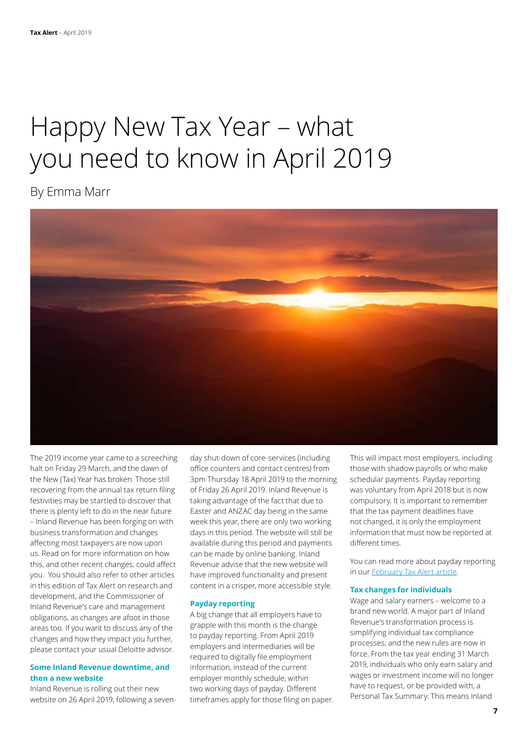# Happy New Tax Year – what you need to know in April 2019

By Emma Marr

The 2019 income year came to a screeching halt on Friday 29 March, and the dawn of the New (Tax) Year has broken. Those still recovering from the annual tax return filing festivities may be startled to discover that there is plenty left to do in the near future – Inland Revenue has been forging on with business transformation and changes affecting most taxpayers are now upon us. Read on for more information on how this, and other recent changes, could affect you. You should also refer to other articles in this edition of Tax Alert on research and development, and the Commissioner of Inland Revenue's care and management obligations, as changes are afoot in those areas too. If you want to discuss any of the changes and how they impact you further, please contact your usual Deloitte advisor.

### Some Inland Revenue downtime, and then a new website

Inland Revenue is rolling out their new website on 26 April 2019, following a seven-day shut-down of core-services (including office counters and contact centres) from 3pm Thursday 18 April 2019 to the morning of Friday 26 April 2019. Inland Revenue is taking advantage of the fact that due to Easter and ANZAC day being in the same week this year, there are only two working days in this period. The website will still be available during this period and payments can be made by online banking. Inland Revenue advise that the new website will have improved functionality and present content in a crisper, more accessible style.

### Payday reporting

A big change that all employers have to grapple with this month is the change to payday reporting. From April 2019 employers and intermediaries will be required to digitally file employment information, instead of the current employer monthly schedule, within two working days of payday. Different timeframes apply for those filing on paper. This will impact most employers, including those with shadow payrolls or who make schedular payments. Payday reporting was voluntary from April 2018 but is now compulsory. It is important to remember that the tax payment deadlines have not changed, it is only the employment information that must now be reported at different times.

You can read more about payday reporting in our February Tax Alert article.

### Tax changes for individuals

Wage and salary earners – welcome to a brand new world. A major part of Inland Revenue's transformation process is simplifying individual tax compliance processes, and the new rules are now in force. From the tax year ending 31 March 2019, individuals who only earn salary and wages or investment income will no longer have to request, or be provided with, a Personal Tax Summary. This means Inland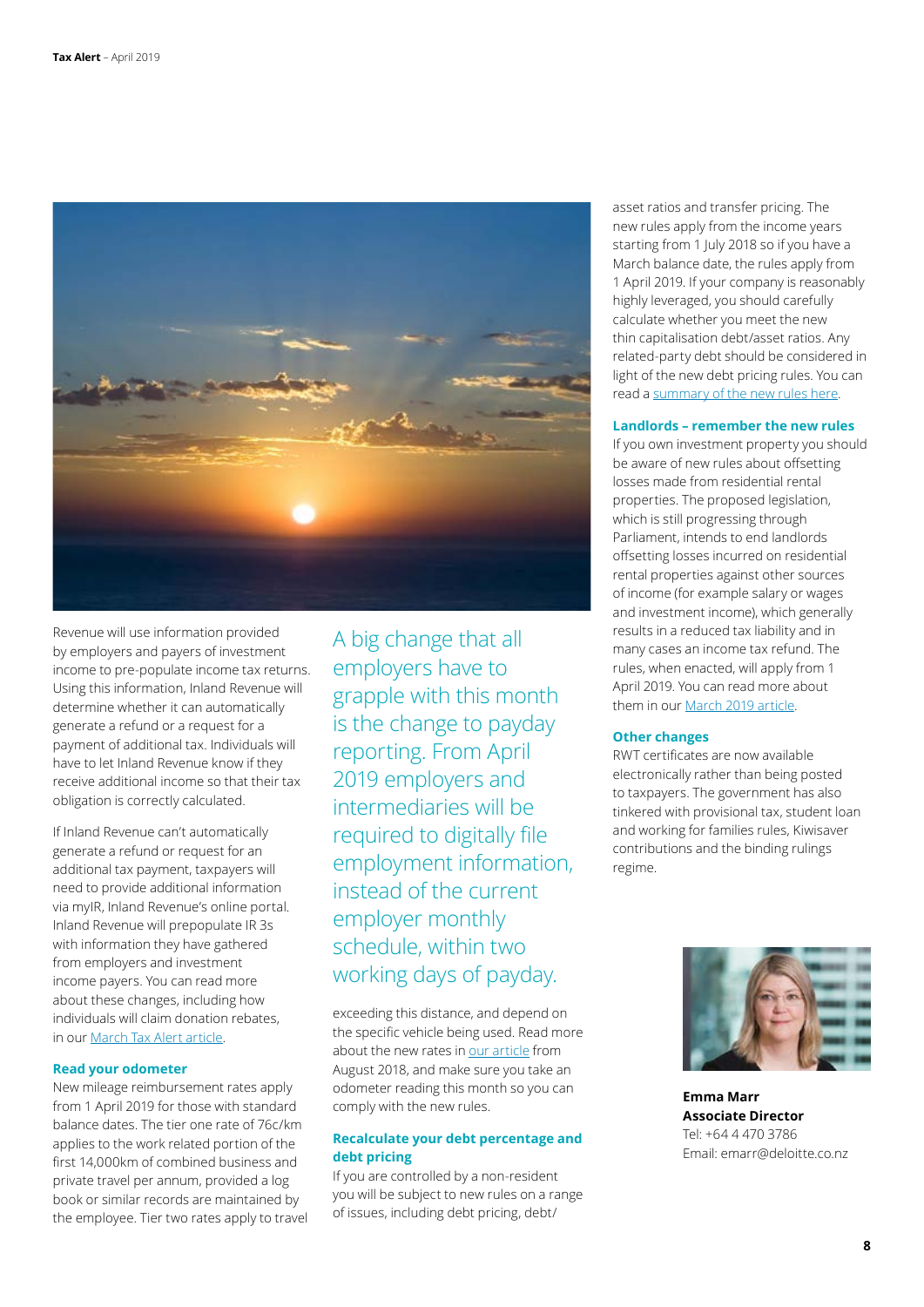Revenue will use information provided by employers and payers of investment income to pre-populate income tax returns. Using this information, Inland Revenue will determine whether it can automatically generate a refund or a request for a payment of additional tax. Individuals will have to let Inland Revenue know if they receive additional income so that their tax obligation is correctly calculated.

If Inland Revenue can't automatically generate a refund or request for an additional tax payment, taxpayers will need to provide additional information via myIR, Inland Revenue's online portal. Inland Revenue will prepopulate IR 3s with information they have gathered from employers and investment income payers. You can read more about these changes, including how individuals will claim donation rebates, in our [March Tax Alert article](#).

A big change that all employers have to grapple with this month is the change to payday reporting. From April 2019 employers and intermediaries will be required to digitally file employment information, instead of the current employer monthly schedule, within two working days of payday.

### Read your odometer

New mileage reimbursement rates apply from 1 April 2019 for those with standard balance dates. The tier one rate of 76c/km applies to the work related portion of the first 14,000km of combined business and private travel per annum, provided a log book or similar records are maintained by the employee. Tier two rates apply to travel exceeding this distance, and depend on the specific vehicle being used. Read more about the new rates in [our article](#) from August 2018, and make sure you take an odometer reading this month so you can comply with the new rules.

### Recalculate your debt percentage and debt pricing

If you are controlled by a non-resident you will be subject to new rules on a range of issues, including debt pricing, debt/asset ratios and transfer pricing. The new rules apply from the income years starting from 1 July 2018 so if you have a March balance date, the rules apply from 1 April 2019. If your company is reasonably highly leveraged, you should carefully calculate whether you meet the new thin capitalisation debt/asset ratios. Any related-party debt should be considered in light of the new debt pricing rules. You can read a [summary of the new rules here](#).

### Landlords – remember the new rules

If you own investment property you should be aware of new rules about offsetting losses made from residential rental properties. The proposed legislation, which is still progressing through Parliament, intends to end landlords offsetting losses incurred on residential rental properties against other sources of income (for example salary or wages and investment income), which generally results in a reduced tax liability and in many cases an income tax refund. The rules, when enacted, will apply from 1 April 2019. You can read more about them in our [March 2019 article](#).

### Other changes

RWT certificates are now available electronically rather than being posted to taxpayers. The government has also tinkered with provisional tax, student loan and working for families rules, Kiwisaver contributions and the binding rulings regime.

**Emma Marr**
**Associate Director**
Tel: +64 4 470 3786
Email: emarr@deloitte.co.nz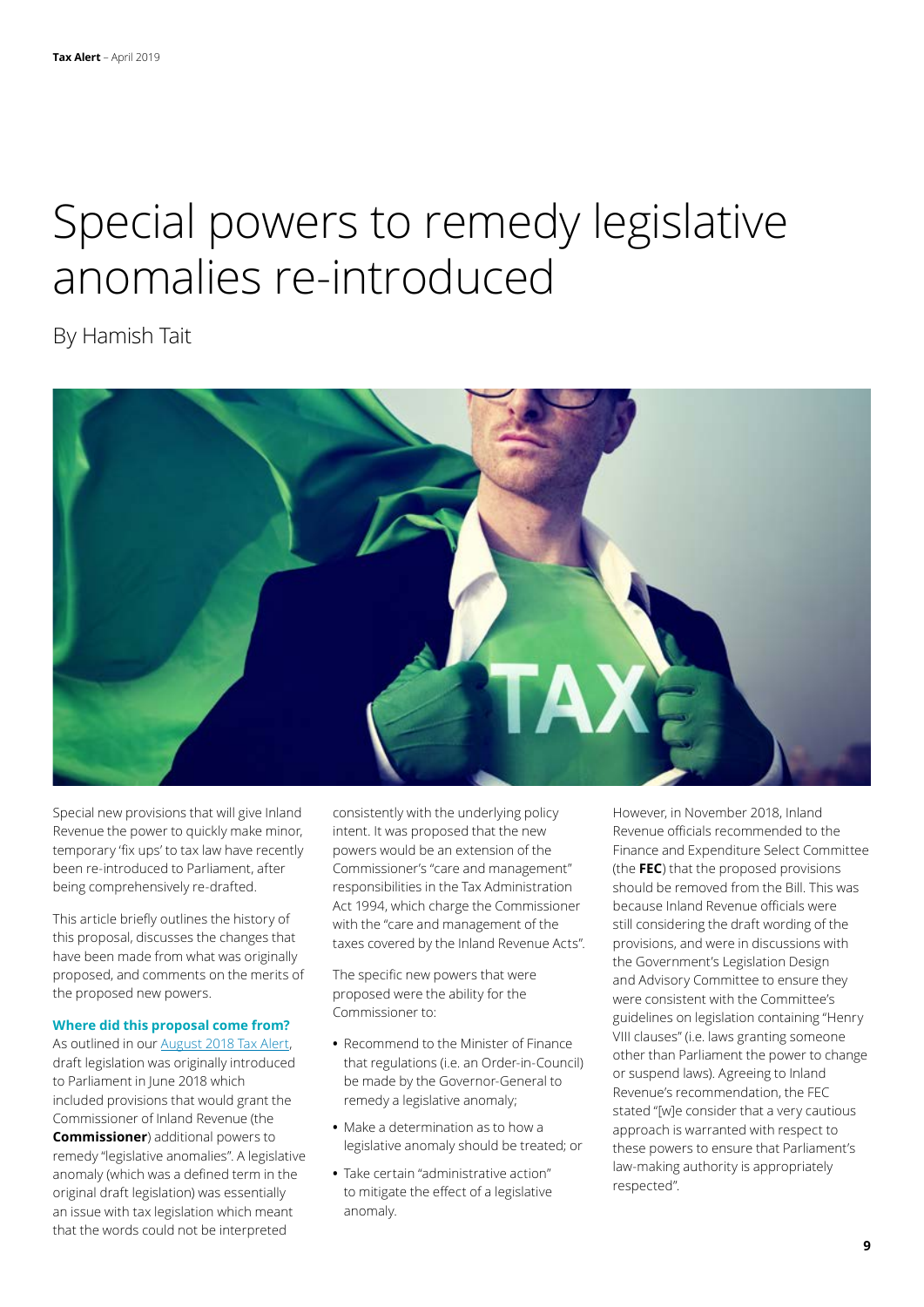# Special powers to remedy legislative anomalies re-introduced

By Hamish Tait

Special new provisions that will give Inland Revenue the power to quickly make minor, temporary 'fix ups' to tax law have recently been re-introduced to Parliament, after being comprehensively re-drafted.

This article briefly outlines the history of this proposal, discusses the changes that have been made from what was originally proposed, and comments on the merits of the proposed new powers.

#### Where did this proposal come from?

As outlined in our August 2018 Tax Alert, draft legislation was originally introduced to Parliament in June 2018 which included provisions that would grant the Commissioner of Inland Revenue (the **Commissioner**) additional powers to remedy "legislative anomalies". A legislative anomaly (which was a defined term in the original draft legislation) was essentially an issue with tax legislation which meant that the words could not be interpreted consistently with the underlying policy intent. It was proposed that the new powers would be an extension of the Commissioner's "care and management" responsibilities in the Tax Administration Act 1994, which charge the Commissioner with the "care and management of the taxes covered by the Inland Revenue Acts".

The specific new powers that were proposed were the ability for the Commissioner to:

- Recommend to the Minister of Finance that regulations (i.e. an Order-in-Council) be made by the Governor-General to remedy a legislative anomaly;
- Make a determination as to how a legislative anomaly should be treated; or
- Take certain "administrative action" to mitigate the effect of a legislative anomaly.

However, in November 2018, Inland Revenue officials recommended to the Finance and Expenditure Select Committee (the **FEC**) that the proposed provisions should be removed from the Bill. This was because Inland Revenue officials were still considering the draft wording of the provisions, and were in discussions with the Government's Legislation Design and Advisory Committee to ensure they were consistent with the Committee's guidelines on legislation containing "Henry VIII clauses" (i.e. laws granting someone other than Parliament the power to change or suspend laws). Agreeing to Inland Revenue's recommendation, the FEC stated "[w]e consider that a very cautious approach is warranted with respect to these powers to ensure that Parliament's law-making authority is appropriately respected".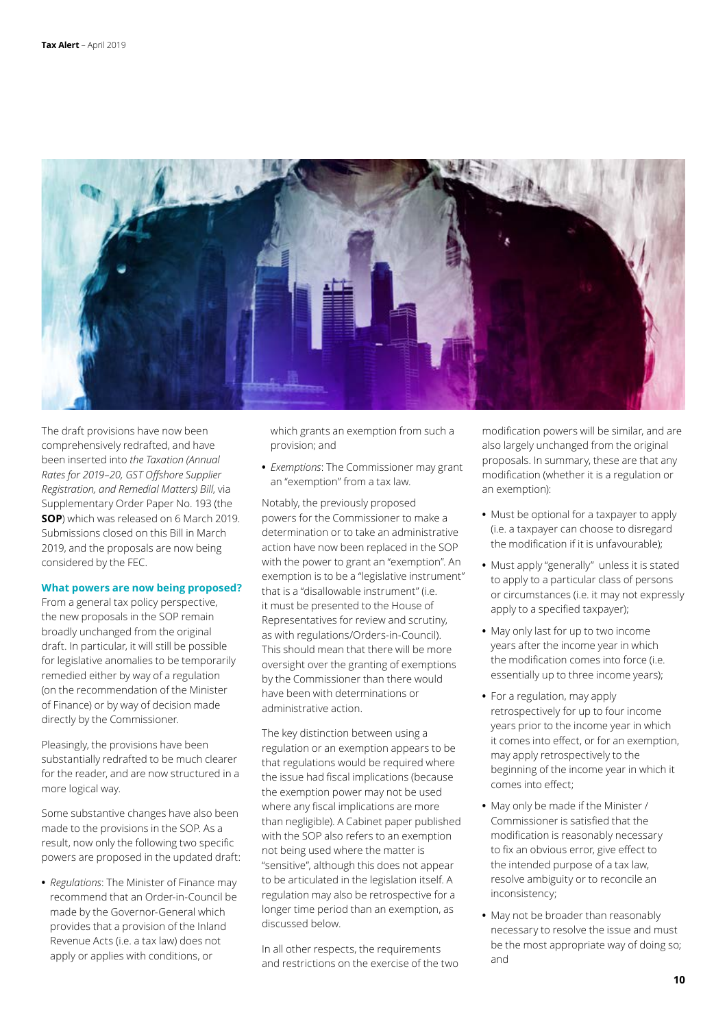The draft provisions have now been comprehensively redrafted, and have been inserted into *the Taxation (Annual Rates for 2019–20, GST Offshore Supplier Registration, and Remedial Matters) Bill*, via Supplementary Order Paper No. 193 (the **SOP**) which was released on 6 March 2019. Submissions closed on this Bill in March 2019, and the proposals are now being considered by the FEC.

### What powers are now being proposed?

From a general tax policy perspective, the new proposals in the SOP remain broadly unchanged from the original draft. In particular, it will still be possible for legislative anomalies to be temporarily remedied either by way of a regulation (on the recommendation of the Minister of Finance) or by way of decision made directly by the Commissioner.

Pleasingly, the provisions have been substantially redrafted to be much clearer for the reader, and are now structured in a more logical way.

Some substantive changes have also been made to the provisions in the SOP. As a result, now only the following two specific powers are proposed in the updated draft:

- *Regulations*: The Minister of Finance may recommend that an Order-in-Council be made by the Governor-General which provides that a provision of the Inland Revenue Acts (i.e. a tax law) does not apply or applies with conditions, or which grants an exemption from such a provision; and
- *Exemptions*: The Commissioner may grant an "exemption" from a tax law.

Notably, the previously proposed powers for the Commissioner to make a determination or to take an administrative action have now been replaced in the SOP with the power to grant an "exemption". An exemption is to be a "legislative instrument" that is a "disallowable instrument" (i.e. it must be presented to the House of Representatives for review and scrutiny, as with regulations/Orders-in-Council). This should mean that there will be more oversight over the granting of exemptions by the Commissioner than there would have been with determinations or administrative action.

The key distinction between using a regulation or an exemption appears to be that regulations would be required where the issue had fiscal implications (because the exemption power may not be used where any fiscal implications are more than negligible). A Cabinet paper published with the SOP also refers to an exemption not being used where the matter is "sensitive", although this does not appear to be articulated in the legislation itself. A regulation may also be retrospective for a longer time period than an exemption, as discussed below.

In all other respects, the requirements and restrictions on the exercise of the two modification powers will be similar, and are also largely unchanged from the original proposals. In summary, these are that any modification (whether it is a regulation or an exemption):

- Must be optional for a taxpayer to apply (i.e. a taxpayer can choose to disregard the modification if it is unfavourable);
- Must apply "generally" unless it is stated to apply to a particular class of persons or circumstances (i.e. it may not expressly apply to a specified taxpayer);
- May only last for up to two income years after the income year in which the modification comes into force (i.e. essentially up to three income years);
- For a regulation, may apply retrospectively for up to four income years prior to the income year in which it comes into effect, or for an exemption, may apply retrospectively to the beginning of the income year in which it comes into effect;
- May only be made if the Minister / Commissioner is satisfied that the modification is reasonably necessary to fix an obvious error, give effect to the intended purpose of a tax law, resolve ambiguity or to reconcile an inconsistency;
- May not be broader than reasonably necessary to resolve the issue and must be the most appropriate way of doing so; and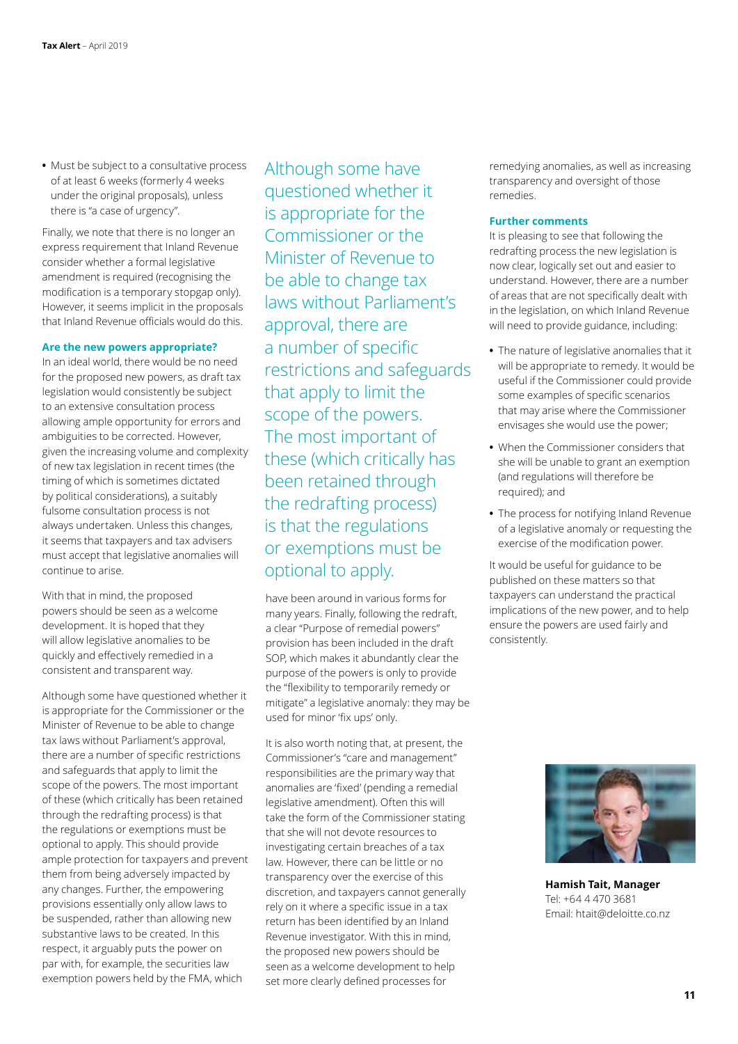- Must be subject to a consultative process of at least 6 weeks (formerly 4 weeks under the original proposals), unless there is "a case of urgency".

Finally, we note that there is no longer an express requirement that Inland Revenue consider whether a formal legislative amendment is required (recognising the modification is a temporary stopgap only). However, it seems implicit in the proposals that Inland Revenue officials would do this.

### Are the new powers appropriate?

In an ideal world, there would be no need for the proposed new powers, as draft tax legislation would consistently be subject to an extensive consultation process allowing ample opportunity for errors and ambiguities to be corrected. However, given the increasing volume and complexity of new tax legislation in recent times (the timing of which is sometimes dictated by political considerations), a suitably fulsome consultation process is not always undertaken. Unless this changes, it seems that taxpayers and tax advisers must accept that legislative anomalies will continue to arise.

With that in mind, the proposed powers should be seen as a welcome development. It is hoped that they will allow legislative anomalies to be quickly and effectively remedied in a consistent and transparent way.

Although some have questioned whether it is appropriate for the Commissioner or the Minister of Revenue to be able to change tax laws without Parliament's approval, there are a number of specific restrictions and safeguards that apply to limit the scope of the powers. The most important of these (which critically has been retained through the redrafting process) is that the regulations or exemptions must be optional to apply. This should provide ample protection for taxpayers and prevent them from being adversely impacted by any changes. Further, the empowering provisions essentially only allow laws to be suspended, rather than allowing new substantive laws to be created. In this respect, it arguably puts the power on par with, for example, the securities law exemption powers held by the FMA, which have been around in various forms for many years. Finally, following the redraft, a clear "Purpose of remedial powers" provision has been included in the draft SOP, which makes it abundantly clear the purpose of the powers is only to provide the "flexibility to temporarily remedy or mitigate" a legislative anomaly: they may be used for minor 'fix ups' only.

> Although some have questioned whether it is appropriate for the Commissioner or the Minister of Revenue to be able to change tax laws without Parliament's approval, there are a number of specific restrictions and safeguards that apply to limit the scope of the powers. The most important of these (which critically has been retained through the redrafting process) is that the regulations or exemptions must be optional to apply.

It is also worth noting that, at present, the Commissioner's "care and management" responsibilities are the primary way that anomalies are 'fixed' (pending a remedial legislative amendment). Often this will take the form of the Commissioner stating that she will not devote resources to investigating certain breaches of a tax law. However, there can be little or no transparency over the exercise of this discretion, and taxpayers cannot generally rely on it where a specific issue in a tax return has been identified by an Inland Revenue investigator. With this in mind, the proposed new powers should be seen as a welcome development to help set more clearly defined processes for remedying anomalies, as well as increasing transparency and oversight of those remedies.

### Further comments

It is pleasing to see that following the redrafting process the new legislation is now clear, logically set out and easier to understand. However, there are a number of areas that are not specifically dealt with in the legislation, on which Inland Revenue will need to provide guidance, including:

- The nature of legislative anomalies that it will be appropriate to remedy. It would be useful if the Commissioner could provide some examples of specific scenarios that may arise where the Commissioner envisages she would use the power;
- When the Commissioner considers that she will be unable to grant an exemption (and regulations will therefore be required); and
- The process for notifying Inland Revenue of a legislative anomaly or requesting the exercise of the modification power.

It would be useful for guidance to be published on these matters so that taxpayers can understand the practical implications of the new power, and to help ensure the powers are used fairly and consistently.

**Hamish Tait, Manager**
Tel: +64 4 470 3681
Email: htait@deloitte.co.nz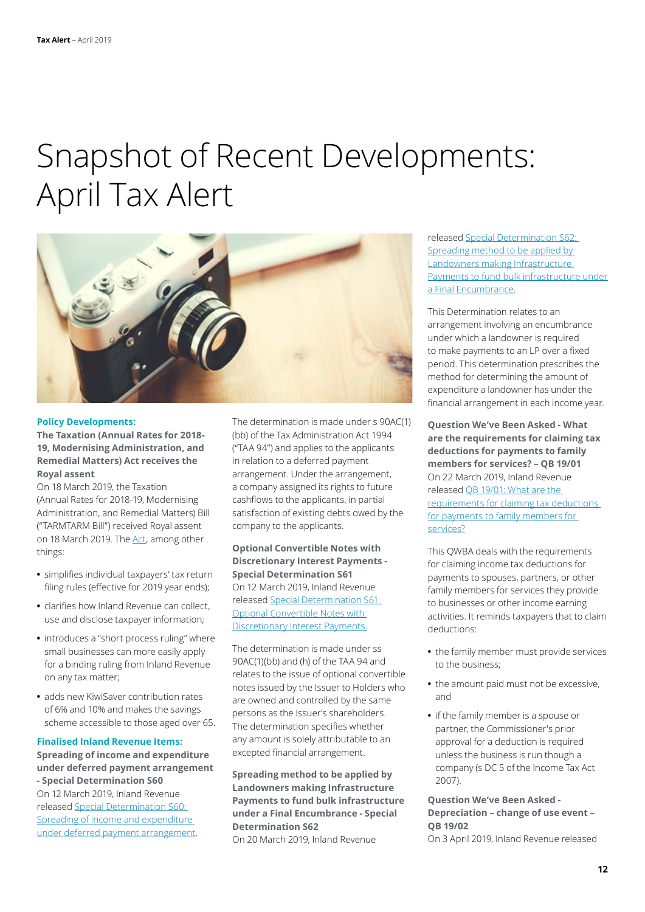# Snapshot of Recent Developments: April Tax Alert

**Policy Developments:**

**The Taxation (Annual Rates for 2018-19, Modernising Administration, and Remedial Matters) Act receives the Royal assent**

On 18 March 2019, the Taxation (Annual Rates for 2018-19, Modernising Administration, and Remedial Matters) Bill ("TARMTARM Bill") received Royal assent on 18 March 2019. The Act, among other things:

- simplifies individual taxpayers' tax return filing rules (effective for 2019 year ends);
- clarifies how Inland Revenue can collect, use and disclose taxpayer information;
- introduces a "short process ruling" where small businesses can more easily apply for a binding ruling from Inland Revenue on any tax matter;
- adds new KiwiSaver contribution rates of 6% and 10% and makes the savings scheme accessible to those aged over 65.

**Finalised Inland Revenue Items:**

**Spreading of income and expenditure under deferred payment arrangement - Special Determination S60**

On 12 March 2019, Inland Revenue released Special Determination S60: Spreading of income and expenditure under deferred payment arrangement.

The determination is made under s 90AC(1)(bb) of the Tax Administration Act 1994 ("TAA 94") and applies to the applicants in relation to a deferred payment arrangement. Under the arrangement, a company assigned its rights to future cashflows to the applicants, in partial satisfaction of existing debts owed by the company to the applicants.

**Optional Convertible Notes with Discretionary Interest Payments - Special Determination S61**

On 12 March 2019, Inland Revenue released Special Determination S61: Optional Convertible Notes with Discretionary Interest Payments.

The determination is made under ss 90AC(1)(bb) and (h) of the TAA 94 and relates to the issue of optional convertible notes issued by the Issuer to Holders who are owned and controlled by the same persons as the Issuer's shareholders. The determination specifies whether any amount is solely attributable to an excepted financial arrangement.

**Spreading method to be applied by Landowners making Infrastructure Payments to fund bulk infrastructure under a Final Encumbrance - Special Determination S62**

On 20 March 2019, Inland Revenue released Special Determination S62: Spreading method to be applied by Landowners making Infrastructure Payments to fund bulk infrastructure under a Final Encumbrance.

This Determination relates to an arrangement involving an encumbrance under which a landowner is required to make payments to an LP over a fixed period. This determination prescribes the method for determining the amount of expenditure a landowner has under the financial arrangement in each income year.

**Question We've Been Asked - What are the requirements for claiming tax deductions for payments to family members for services? – QB 19/01**

On 22 March 2019, Inland Revenue released QB 19/01: What are the requirements for claiming tax deductions for payments to family members for services?

This QWBA deals with the requirements for claiming income tax deductions for payments to spouses, partners, or other family members for services they provide to businesses or other income earning activities. It reminds taxpayers that to claim deductions:

- the family member must provide services to the business;
- the amount paid must not be excessive, and
- if the family member is a spouse or partner, the Commissioner's prior approval for a deduction is required unless the business is run though a company (s DC 5 of the Income Tax Act 2007).

**Question We've Been Asked - Depreciation – change of use event – QB 19/02**

On 3 April 2019, Inland Revenue released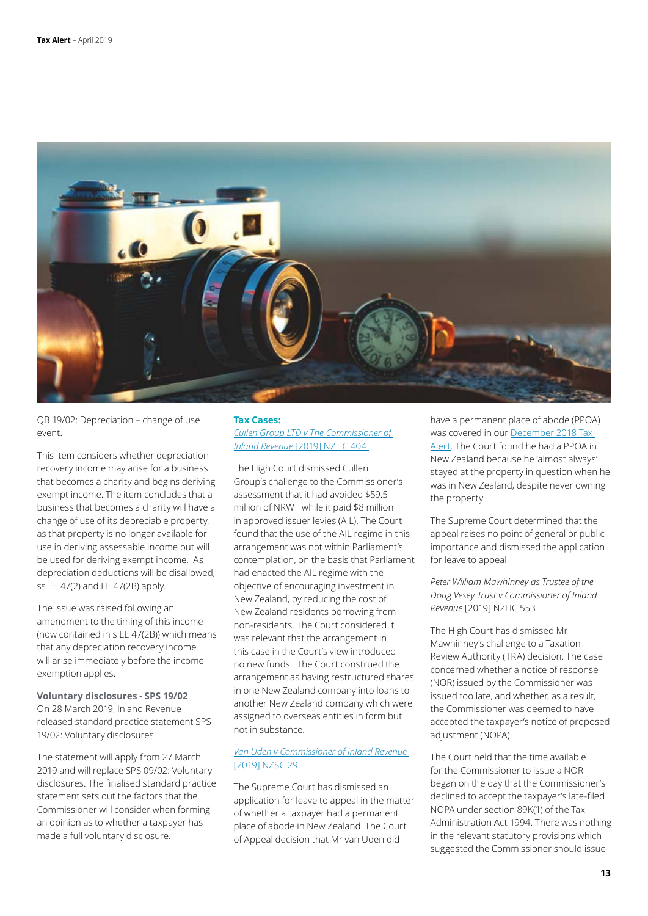QB 19/02: Depreciation – change of use event.

This item considers whether depreciation recovery income may arise for a business that becomes a charity and begins deriving exempt income. The item concludes that a business that becomes a charity will have a change of use of its depreciable property, as that property is no longer available for use in deriving assessable income but will be used for deriving exempt income. As depreciation deductions will be disallowed, ss EE 47(2) and EE 47(2B) apply.

The issue was raised following an amendment to the timing of this income (now contained in s EE 47(2B)) which means that any depreciation recovery income will arise immediately before the income exemption applies.

**Voluntary disclosures - SPS 19/02**
On 28 March 2019, Inland Revenue released standard practice statement SPS 19/02: Voluntary disclosures.

The statement will apply from 27 March 2019 and will replace SPS 09/02: Voluntary disclosures. The finalised standard practice statement sets out the factors that the Commissioner will consider when forming an opinion as to whether a taxpayer has made a full voluntary disclosure.

**Tax Cases:**

*Cullen Group LTD v The Commissioner of Inland Revenue* [2019] NZHC 404

The High Court dismissed Cullen Group's challenge to the Commissioner's assessment that it had avoided $59.5 million of NRWT while it paid $8 million in approved issuer levies (AIL). The Court found that the use of the AIL regime in this arrangement was not within Parliament's contemplation, on the basis that Parliament had enacted the AIL regime with the objective of encouraging investment in New Zealand, by reducing the cost of New Zealand residents borrowing from non-residents. The Court considered it was relevant that the arrangement in this case in the Court's view introduced no new funds. The Court construed the arrangement as having restructured shares in one New Zealand company into loans to another New Zealand company which were assigned to overseas entities in form but not in substance.

*Van Uden v Commissioner of Inland Revenue* [2019] NZSC 29

The Supreme Court has dismissed an application for leave to appeal in the matter of whether a taxpayer had a permanent place of abode in New Zealand. The Court of Appeal decision that Mr van Uden did have a permanent place of abode (PPOA) was covered in our December 2018 Tax Alert. The Court found he had a PPOA in New Zealand because he 'almost always' stayed at the property in question when he was in New Zealand, despite never owning the property.

The Supreme Court determined that the appeal raises no point of general or public importance and dismissed the application for leave to appeal.

*Peter William Mawhinney as Trustee of the Doug Vesey Trust v Commissioner of Inland Revenue* [2019] NZHC 553

The High Court has dismissed Mr Mawhinney's challenge to a Taxation Review Authority (TRA) decision. The case concerned whether a notice of response (NOR) issued by the Commissioner was issued too late, and whether, as a result, the Commissioner was deemed to have accepted the taxpayer's notice of proposed adjustment (NOPA).

The Court held that the time available for the Commissioner to issue a NOR began on the day that the Commissioner's declined to accept the taxpayer's late-filed NOPA under section 89K(1) of the Tax Administration Act 1994. There was nothing in the relevant statutory provisions which suggested the Commissioner should issue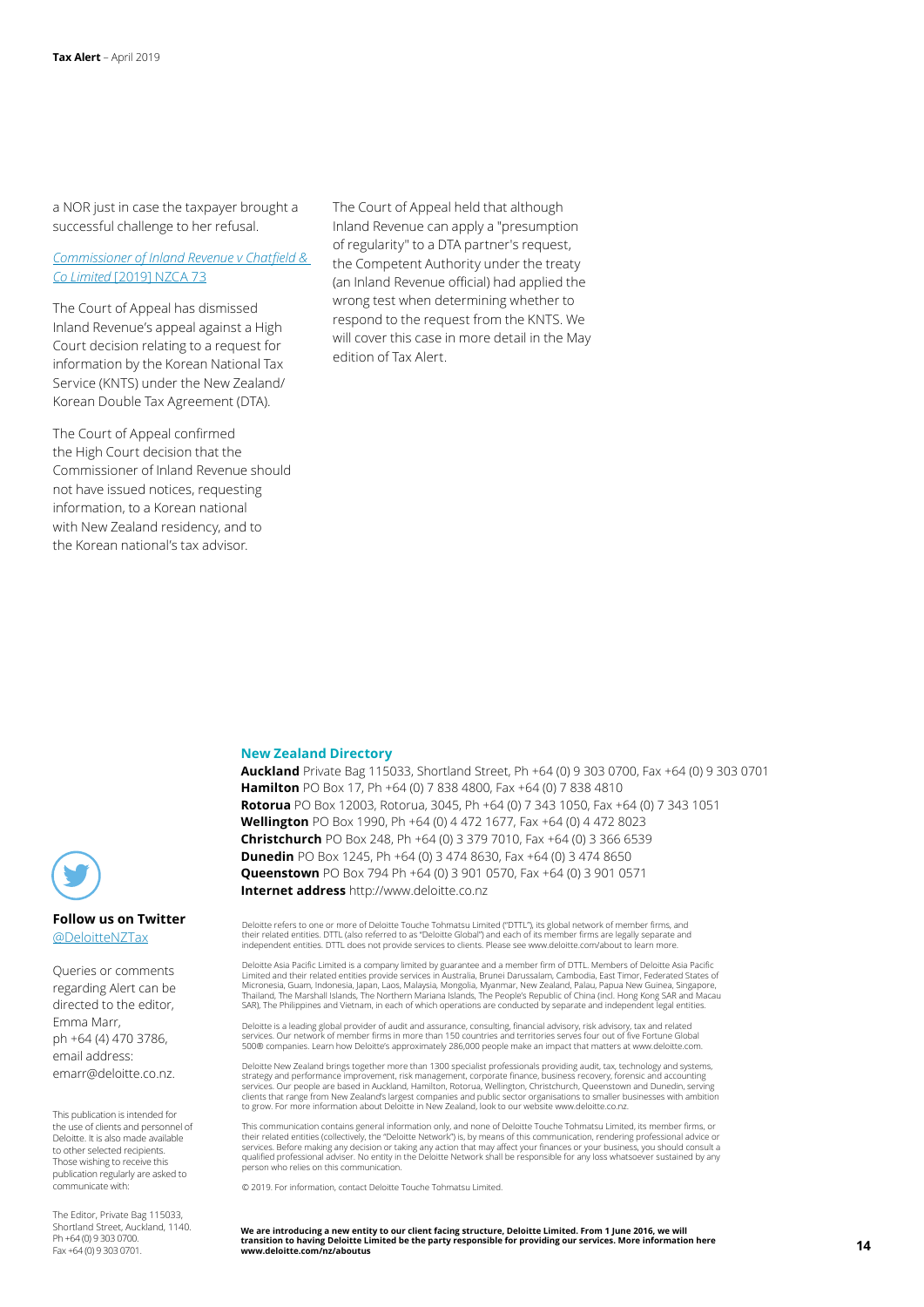a NOR just in case the taxpayer brought a successful challenge to her refusal.

*Commissioner of Inland Revenue v Chatfield & Co Limited* [2019] NZCA 73

The Court of Appeal has dismissed Inland Revenue's appeal against a High Court decision relating to a request for information by the Korean National Tax Service (KNTS) under the New Zealand/Korean Double Tax Agreement (DTA).

The Court of Appeal confirmed the High Court decision that the Commissioner of Inland Revenue should not have issued notices, requesting information, to a Korean national with New Zealand residency, and to the Korean national's tax advisor.

The Court of Appeal held that although Inland Revenue can apply a "presumption of regularity" to a DTA partner's request, the Competent Authority under the treaty (an Inland Revenue official) had applied the wrong test when determining whether to respond to the request from the KNTS. We will cover this case in more detail in the May edition of Tax Alert.

**Follow us on Twitter**
@DeloitteNZTax

Queries or comments regarding Alert can be directed to the editor, Emma Marr, ph +64 (4) 470 3786, email address: emarr@deloitte.co.nz.

This publication is intended for the use of clients and personnel of Deloitte. It is also made available to other selected recipients. Those wishing to receive this publication regularly are asked to communicate with:

The Editor, Private Bag 115033, Shortland Street, Auckland, 1140. Ph +64 (0) 9 303 0700. Fax +64 (0) 9 303 0701.

## New Zealand Directory

**Auckland** Private Bag 115033, Shortland Street, Ph +64 (0) 9 303 0700, Fax +64 (0) 9 303 0701
**Hamilton** PO Box 17, Ph +64 (0) 7 838 4800, Fax +64 (0) 7 838 4810
**Rotorua** PO Box 12003, Rotorua, 3045, Ph +64 (0) 7 343 1050, Fax +64 (0) 7 343 1051
**Wellington** PO Box 1990, Ph +64 (0) 4 472 1677, Fax +64 (0) 4 472 8023
**Christchurch** PO Box 248, Ph +64 (0) 3 379 7010, Fax +64 (0) 3 366 6539
**Dunedin** PO Box 1245, Ph +64 (0) 3 474 8630, Fax +64 (0) 3 474 8650
**Queenstown** PO Box 794 Ph +64 (0) 3 901 0570, Fax +64 (0) 3 901 0571
**Internet address** http://www.deloitte.co.nz

Deloitte refers to one or more of Deloitte Touche Tohmatsu Limited ("DTTL"), its global network of member firms, and their related entities. DTTL (also referred to as "Deloitte Global") and each of its member firms are legally separate and independent entities. DTTL does not provide services to clients. Please see www.deloitte.com/about to learn more.

Deloitte Asia Pacific Limited is a company limited by guarantee and a member firm of DTTL. Members of Deloitte Asia Pacific Limited and their related entities provide services in Australia, Brunei Darussalam, Cambodia, East Timor, Federated States of Micronesia, Guam, Indonesia, Japan, Laos, Malaysia, Mongolia, Myanmar, New Zealand, Palau, Papua New Guinea, Singapore, Thailand, The Marshall Islands, The Northern Mariana Islands, The People's Republic of China (incl. Hong Kong SAR and Macau SAR), The Philippines and Vietnam, in each of which operations are conducted by separate and independent legal entities.

Deloitte is a leading global provider of audit and assurance, consulting, financial advisory, risk advisory, tax and related services. Our network of member firms in more than 150 countries and territories serves four out of five Fortune Global 500® companies. Learn how Deloitte's approximately 286,000 people make an impact that matters at www.deloitte.com.

Deloitte New Zealand brings together more than 1300 specialist professionals providing audit, tax, technology and systems, strategy and performance improvement, risk management, corporate finance, business recovery, forensic and accounting services. Our people are based in Auckland, Hamilton, Rotorua, Wellington, Christchurch, Queenstown and Dunedin, serving clients that range from New Zealand's largest companies and public sector organisations to smaller businesses with ambition to grow. For more information about Deloitte in New Zealand, look to our website www.deloitte.co.nz.

This communication contains general information only, and none of Deloitte Touche Tohmatsu Limited, its member firms, or their related entities (collectively, the "Deloitte Network") is, by means of this communication, rendering professional advice or services. Before making any decision or taking any action that may affect your finances or your business, you should consult a qualified professional adviser. No entity in the Deloitte Network shall be responsible for any loss whatsoever sustained by any person who relies on this communication.

© 2019. For information, contact Deloitte Touche Tohmatsu Limited.

**We are introducing a new entity to our client facing structure, Deloitte Limited. From 1 June 2016, we will transition to having Deloitte Limited be the party responsible for providing our services. More information here www.deloitte.com/nz/aboutus**